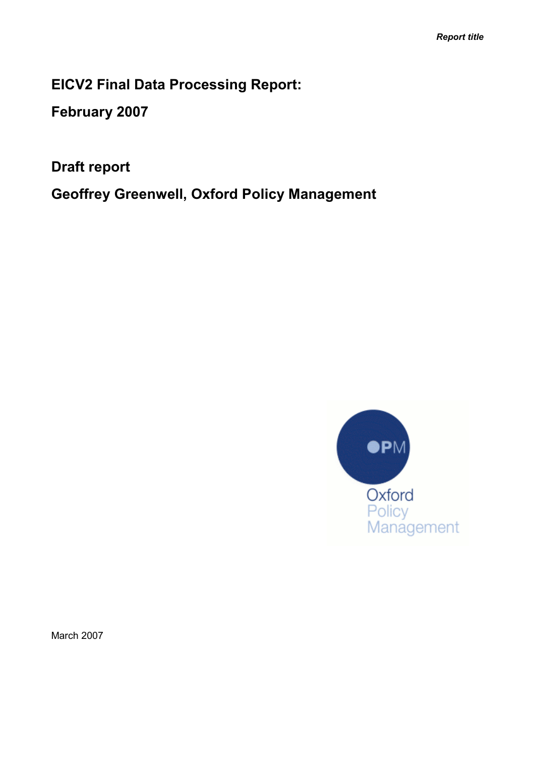# EICV2 Final Data Processing Report:

# February 2007

## Draft report

## Geoffrey Greenwell, Oxford Policy Management

March 2007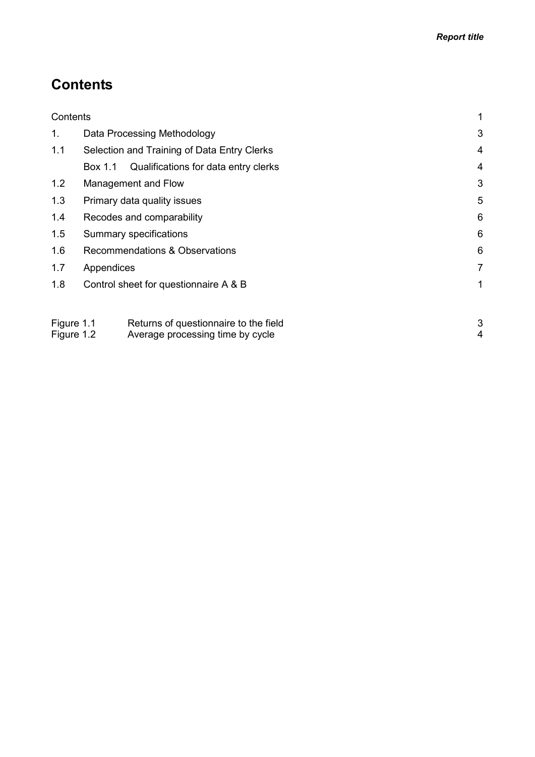# Contents

| | | |
|---|---|---|
| Contents | | 1 |
| 1. | Data Processing Methodology | 3 |
| 1.1 | Selection and Training of Data Entry Clerks | 4 |
| | Box 1.1 Qualifications for data entry clerks | 4 |
| 1.2 | Management and Flow | 3 |
| 1.3 | Primary data quality issues | 5 |
| 1.4 | Recodes and comparability | 6 |
| 1.5 | Summary specifications | 6 |
| 1.6 | Recommendations & Observations | 6 |
| 1.7 | Appendices | 7 |
| 1.8 | Control sheet for questionnaire A & B | 1 |

| | | |
|---|---|---|
| Figure 1.1 | Returns of questionnaire to the field | 3 |
| Figure 1.2 | Average processing time by cycle | 4 |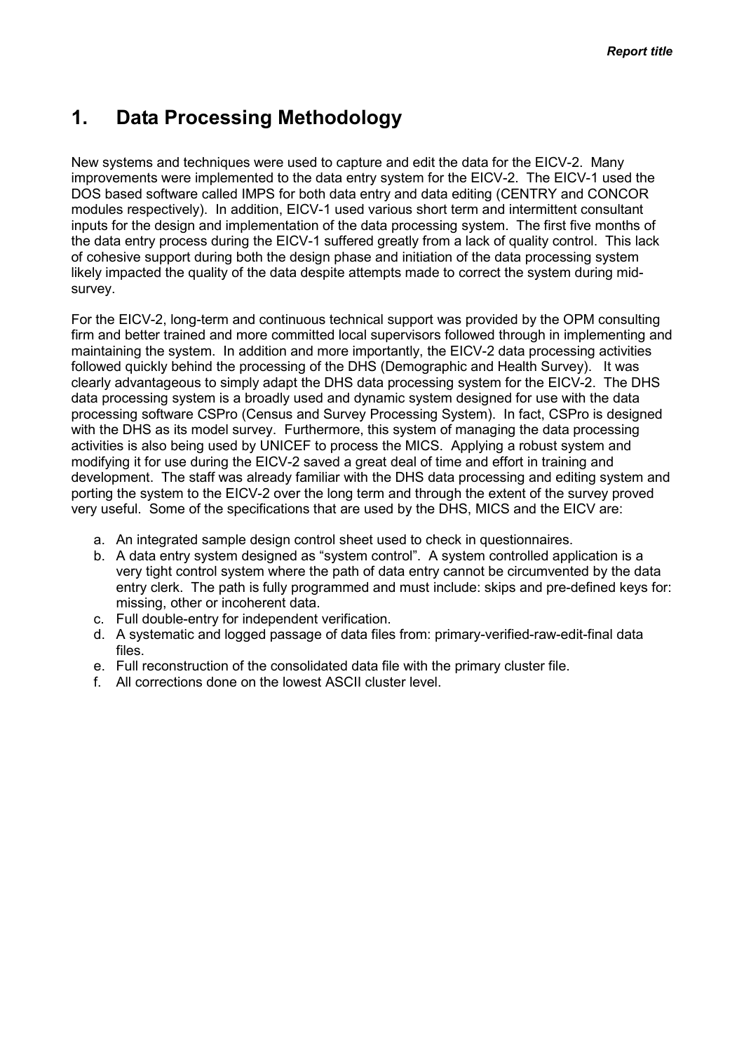# 1. Data Processing Methodology

New systems and techniques were used to capture and edit the data for the EICV-2. Many improvements were implemented to the data entry system for the EICV-2. The EICV-1 used the DOS based software called IMPS for both data entry and data editing (CENTRY and CONCOR modules respectively). In addition, EICV-1 used various short term and intermittent consultant inputs for the design and implementation of the data processing system. The first five months of the data entry process during the EICV-1 suffered greatly from a lack of quality control. This lack of cohesive support during both the design phase and initiation of the data processing system likely impacted the quality of the data despite attempts made to correct the system during mid-survey.

For the EICV-2, long-term and continuous technical support was provided by the OPM consulting firm and better trained and more committed local supervisors followed through in implementing and maintaining the system. In addition and more importantly, the EICV-2 data processing activities followed quickly behind the processing of the DHS (Demographic and Health Survey). It was clearly advantageous to simply adapt the DHS data processing system for the EICV-2. The DHS data processing system is a broadly used and dynamic system designed for use with the data processing software CSPro (Census and Survey Processing System). In fact, CSPro is designed with the DHS as its model survey. Furthermore, this system of managing the data processing activities is also being used by UNICEF to process the MICS. Applying a robust system and modifying it for use during the EICV-2 saved a great deal of time and effort in training and development. The staff was already familiar with the DHS data processing and editing system and porting the system to the EICV-2 over the long term and through the extent of the survey proved very useful. Some of the specifications that are used by the DHS, MICS and the EICV are:

a. An integrated sample design control sheet used to check in questionnaires.
b. A data entry system designed as "system control". A system controlled application is a very tight control system where the path of data entry cannot be circumvented by the data entry clerk. The path is fully programmed and must include: skips and pre-defined keys for: missing, other or incoherent data.
c. Full double-entry for independent verification.
d. A systematic and logged passage of data files from: primary-verified-raw-edit-final data files.
e. Full reconstruction of the consolidated data file with the primary cluster file.
f. All corrections done on the lowest ASCII cluster level.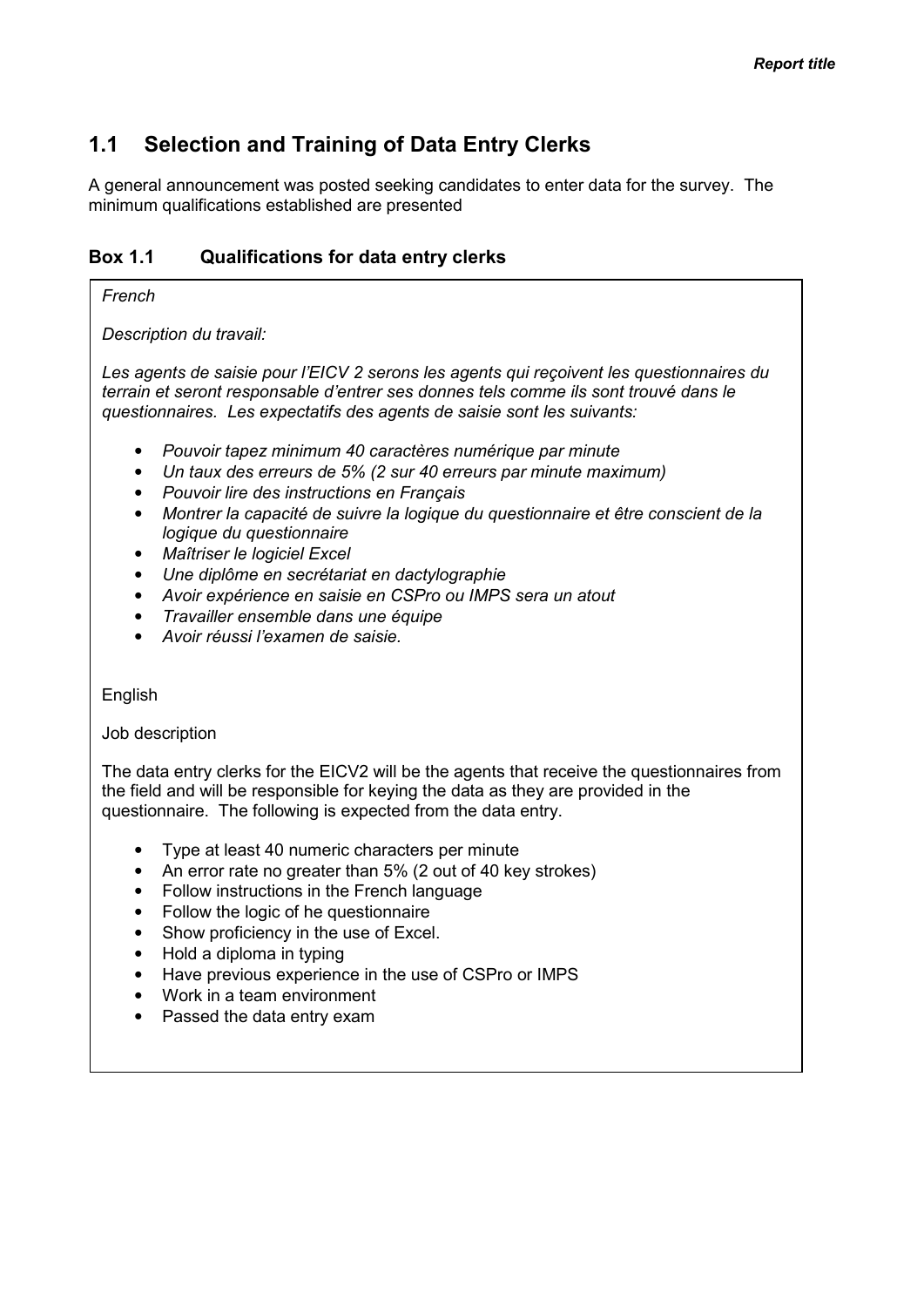## 1.1 Selection and Training of Data Entry Clerks

A general announcement was posted seeking candidates to enter data for the survey. The minimum qualifications established are presented

### Box 1.1 Qualifications for data entry clerks

*French*

*Description du travail:*

*Les agents de saisie pour l'EICV 2 serons les agents qui reçoivent les questionnaires du terrain et seront responsable d'entrer ses donnes tels comme ils sont trouvé dans le questionnaires. Les expectatifs des agents de saisie sont les suivants:*

- *Pouvoir tapez minimum 40 caractères numérique par minute*
- *Un taux des erreurs de 5% (2 sur 40 erreurs par minute maximum)*
- *Pouvoir lire des instructions en Français*
- *Montrer la capacité de suivre la logique du questionnaire et être conscient de la logique du questionnaire*
- *Maîtriser le logiciel Excel*
- *Une diplôme en secrétariat en dactylographie*
- *Avoir expérience en saisie en CSPro ou IMPS sera un atout*
- *Travailler ensemble dans une équipe*
- *Avoir réussi l'examen de saisie.*

English

Job description

The data entry clerks for the EICV2 will be the agents that receive the questionnaires from the field and will be responsible for keying the data as they are provided in the questionnaire. The following is expected from the data entry.

- Type at least 40 numeric characters per minute
- An error rate no greater than 5% (2 out of 40 key strokes)
- Follow instructions in the French language
- Follow the logic of he questionnaire
- Show proficiency in the use of Excel.
- Hold a diploma in typing
- Have previous experience in the use of CSPro or IMPS
- Work in a team environment
- Passed the data entry exam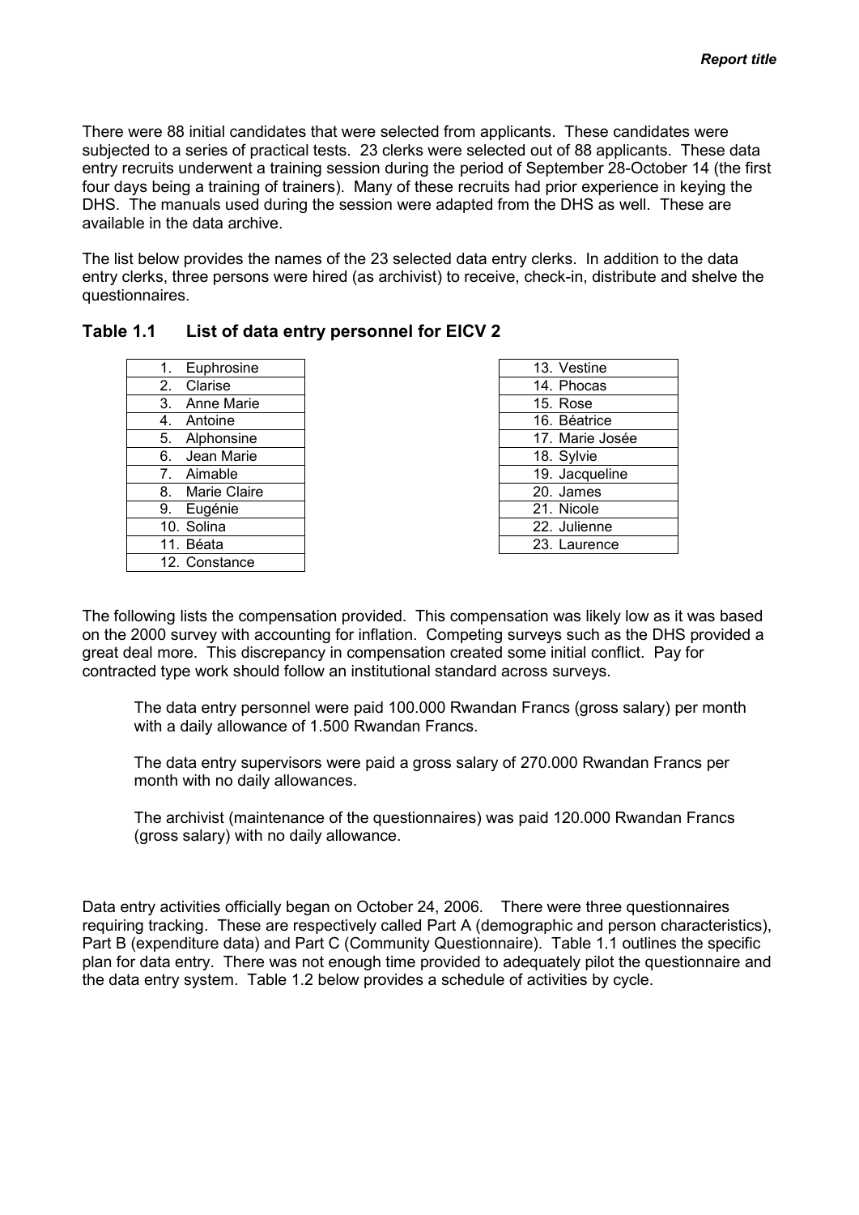There were 88 initial candidates that were selected from applicants. These candidates were subjected to a series of practical tests. 23 clerks were selected out of 88 applicants. These data entry recruits underwent a training session during the period of September 28-October 14 (the first four days being a training of trainers). Many of these recruits had prior experience in keying the DHS. The manuals used during the session were adapted from the DHS as well. These are available in the data archive.

The list below provides the names of the 23 selected data entry clerks. In addition to the data entry clerks, three persons were hired (as archivist) to receive, check-in, distribute and shelve the questionnaires.

## Table 1.1 List of data entry personnel for EICV 2

| | |
|---|---|
| 1. Euphrosine | 13. Vestine |
| 2. Clarise | 14. Phocas |
| 3. Anne Marie | 15. Rose |
| 4. Antoine | 16. Béatrice |
| 5. Alphonsine | 17. Marie Josée |
| 6. Jean Marie | 18. Sylvie |
| 7. Aimable | 19. Jacqueline |
| 8. Marie Claire | 20. James |
| 9. Eugénie | 21. Nicole |
| 10. Solina | 22. Julienne |
| 11. Béata | 23. Laurence |
| 12. Constance | |

The following lists the compensation provided. This compensation was likely low as it was based on the 2000 survey with accounting for inflation. Competing surveys such as the DHS provided a great deal more. This discrepancy in compensation created some initial conflict. Pay for contracted type work should follow an institutional standard across surveys.

> The data entry personnel were paid 100.000 Rwandan Francs (gross salary) per month with a daily allowance of 1.500 Rwandan Francs.
>
> The data entry supervisors were paid a gross salary of 270.000 Rwandan Francs per month with no daily allowances.
>
> The archivist (maintenance of the questionnaires) was paid 120.000 Rwandan Francs (gross salary) with no daily allowance.

Data entry activities officially began on October 24, 2006. There were three questionnaires requiring tracking. These are respectively called Part A (demographic and person characteristics), Part B (expenditure data) and Part C (Community Questionnaire). Table 1.1 outlines the specific plan for data entry. There was not enough time provided to adequately pilot the questionnaire and the data entry system. Table 1.2 below provides a schedule of activities by cycle.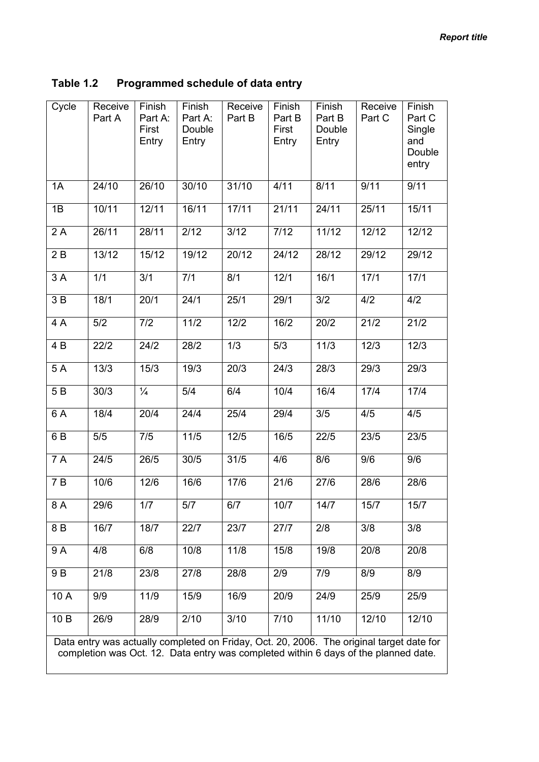**Table 1.2 Programmed schedule of data entry**

| Cycle | Receive Part A | Finish Part A: First Entry | Finish Part A: Double Entry | Receive Part B | Finish Part B First Entry | Finish Part B Double Entry | Receive Part C | Finish Part C Single and Double entry |
|---|---|---|---|---|---|---|---|---|
| 1A | 24/10 | 26/10 | 30/10 | 31/10 | 4/11 | 8/11 | 9/11 | 9/11 |
| 1B | 10/11 | 12/11 | 16/11 | 17/11 | 21/11 | 24/11 | 25/11 | 15/11 |
| 2 A | 26/11 | 28/11 | 2/12 | 3/12 | 7/12 | 11/12 | 12/12 | 12/12 |
| 2 B | 13/12 | 15/12 | 19/12 | 20/12 | 24/12 | 28/12 | 29/12 | 29/12 |
| 3 A | 1/1 | 3/1 | 7/1 | 8/1 | 12/1 | 16/1 | 17/1 | 17/1 |
| 3 B | 18/1 | 20/1 | 24/1 | 25/1 | 29/1 | 3/2 | 4/2 | 4/2 |
| 4 A | 5/2 | 7/2 | 11/2 | 12/2 | 16/2 | 20/2 | 21/2 | 21/2 |
| 4 B | 22/2 | 24/2 | 28/2 | 1/3 | 5/3 | 11/3 | 12/3 | 12/3 |
| 5 A | 13/3 | 15/3 | 19/3 | 20/3 | 24/3 | 28/3 | 29/3 | 29/3 |
| 5 B | 30/3 | ¼ | 5/4 | 6/4 | 10/4 | 16/4 | 17/4 | 17/4 |
| 6 A | 18/4 | 20/4 | 24/4 | 25/4 | 29/4 | 3/5 | 4/5 | 4/5 |
| 6 B | 5/5 | 7/5 | 11/5 | 12/5 | 16/5 | 22/5 | 23/5 | 23/5 |
| 7 A | 24/5 | 26/5 | 30/5 | 31/5 | 4/6 | 8/6 | 9/6 | 9/6 |
| 7 B | 10/6 | 12/6 | 16/6 | 17/6 | 21/6 | 27/6 | 28/6 | 28/6 |
| 8 A | 29/6 | 1/7 | 5/7 | 6/7 | 10/7 | 14/7 | 15/7 | 15/7 |
| 8 B | 16/7 | 18/7 | 22/7 | 23/7 | 27/7 | 2/8 | 3/8 | 3/8 |
| 9 A | 4/8 | 6/8 | 10/8 | 11/8 | 15/8 | 19/8 | 20/8 | 20/8 |
| 9 B | 21/8 | 23/8 | 27/8 | 28/8 | 2/9 | 7/9 | 8/9 | 8/9 |
| 10 A | 9/9 | 11/9 | 15/9 | 16/9 | 20/9 | 24/9 | 25/9 | 25/9 |
| 10 B | 26/9 | 28/9 | 2/10 | 3/10 | 7/10 | 11/10 | 12/10 | 12/10 |
| Data entry was actually completed on Friday, Oct. 20, 2006. The original target date for completion was Oct. 12. Data entry was completed within 6 days of the planned date. | | | | | | | | |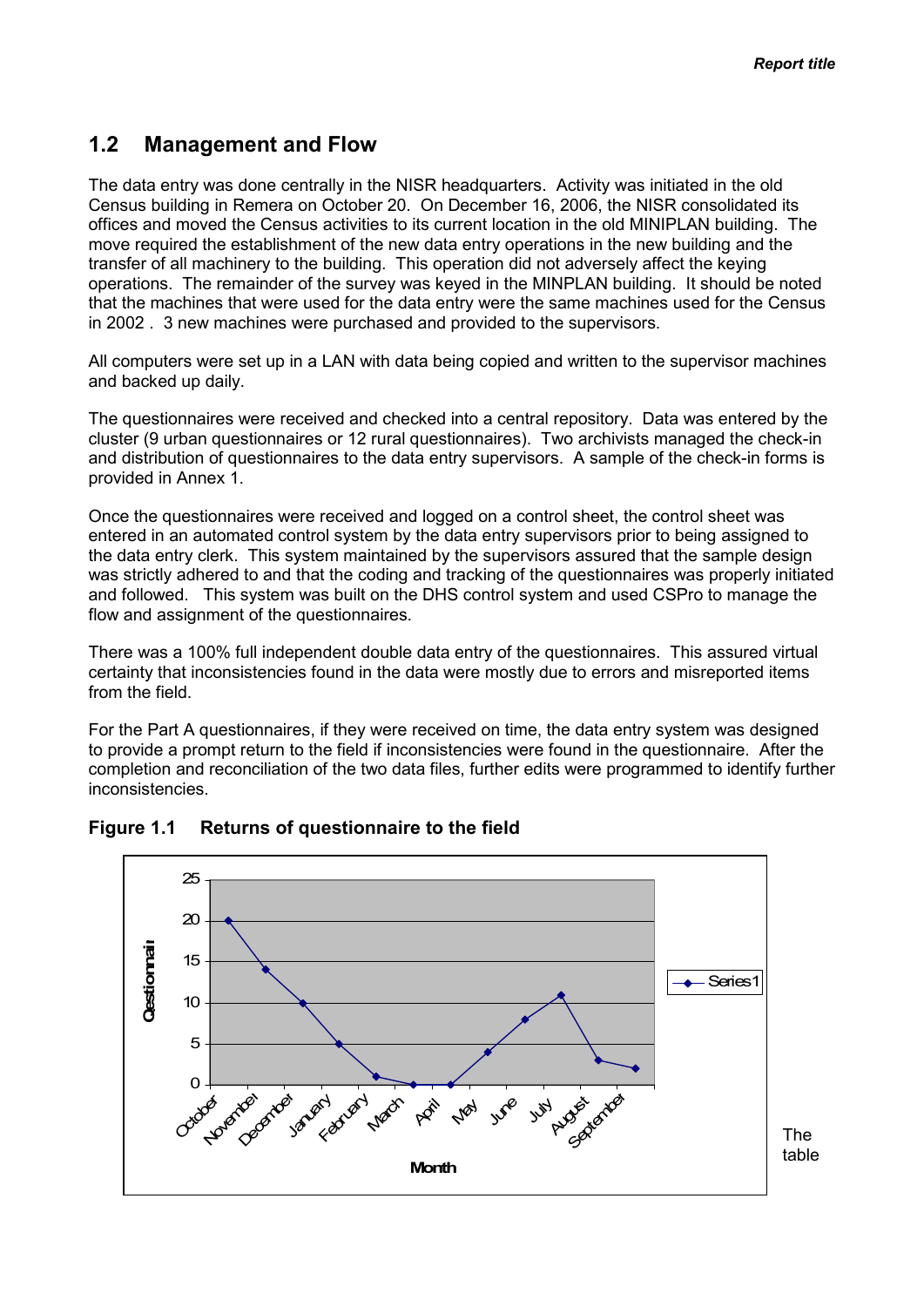## 1.2 Management and Flow

The data entry was done centrally in the NISR headquarters. Activity was initiated in the old Census building in Remera on October 20. On December 16, 2006, the NISR consolidated its offices and moved the Census activities to its current location in the old MINIPLAN building. The move required the establishment of the new data entry operations in the new building and the transfer of all machinery to the building. This operation did not adversely affect the keying operations. The remainder of the survey was keyed in the MINPLAN building. It should be noted that the machines that were used for the data entry were the same machines used for the Census in 2002 . 3 new machines were purchased and provided to the supervisors.

All computers were set up in a LAN with data being copied and written to the supervisor machines and backed up daily.

The questionnaires were received and checked into a central repository. Data was entered by the cluster (9 urban questionnaires or 12 rural questionnaires). Two archivists managed the check-in and distribution of questionnaires to the data entry supervisors. A sample of the check-in forms is provided in Annex 1.

Once the questionnaires were received and logged on a control sheet, the control sheet was entered in an automated control system by the data entry supervisors prior to being assigned to the data entry clerk. This system maintained by the supervisors assured that the sample design was strictly adhered to and that the coding and tracking of the questionnaires was properly initiated and followed. This system was built on the DHS control system and used CSPro to manage the flow and assignment of the questionnaires.

There was a 100% full independent double data entry of the questionnaires. This assured virtual certainty that inconsistencies found in the data were mostly due to errors and misreported items from the field.

For the Part A questionnaires, if they were received on time, the data entry system was designed to provide a prompt return to the field if inconsistencies were found in the questionnaire. After the completion and reconciliation of the two data files, further edits were programmed to identify further inconsistencies.

**Figure 1.1 Returns of questionnaire to the field**

| Month | Series1 |
|---|---|
| October | 20 |
| November | 14 |
| December | 10 |
| January | 5 |
| February | 1 |
| March | 0 |
| April | 0 |
| May | 4 |
| June | 8 |
| July | 11 |
| August | 3 |
| September | 2 |

The table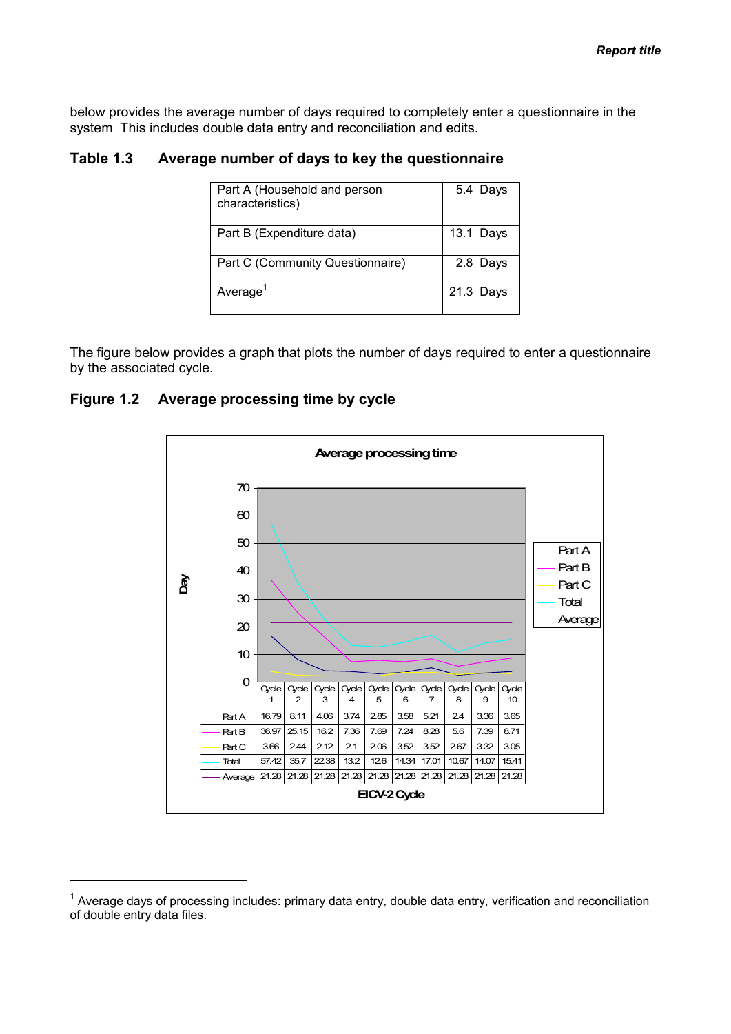below provides the average number of days required to completely enter a questionnaire in the system  This includes double data entry and reconciliation and edits.

### Table 1.3 Average number of days to key the questionnaire

| | |
|---|---|
| Part A (Household and person characteristics) | 5.4 Days |
| Part B (Expenditure data) | 13.1 Days |
| Part C (Community Questionnaire) | 2.8 Days |
| Average[1] | 21.3 Days |

The figure below provides a graph that plots the number of days required to enter a questionnaire by the associated cycle.

### Figure 1.2 Average processing time by cycle

Average processing time

| | Cycle 1 | Cycle 2 | Cycle 3 | Cycle 4 | Cycle 5 | Cycle 6 | Cycle 7 | Cycle 8 | Cycle 9 | Cycle 10 |
|---|---|---|---|---|---|---|---|---|---|---|
| Part A | 16.79 | 8.11 | 4.06 | 3.74 | 2.85 | 3.58 | 5.21 | 2.4 | 3.36 | 3.65 |
| Part B | 36.97 | 25.15 | 16.2 | 7.36 | 7.69 | 7.24 | 8.28 | 5.6 | 7.39 | 8.71 |
| Part C | 3.66 | 2.44 | 2.12 | 2.1 | 2.06 | 3.52 | 3.52 | 2.67 | 3.32 | 3.05 |
| Total | 57.42 | 35.7 | 22.38 | 13.2 | 12.6 | 14.34 | 17.01 | 10.67 | 14.07 | 15.41 |
| Average | 21.28 | 21.28 | 21.28 | 21.28 | 21.28 | 21.28 | 21.28 | 21.28 | 21.28 | 21.28 |

EICV-2 Cycle

[1] Average days of processing includes: primary data entry, double data entry, verification and reconciliation of double entry data files.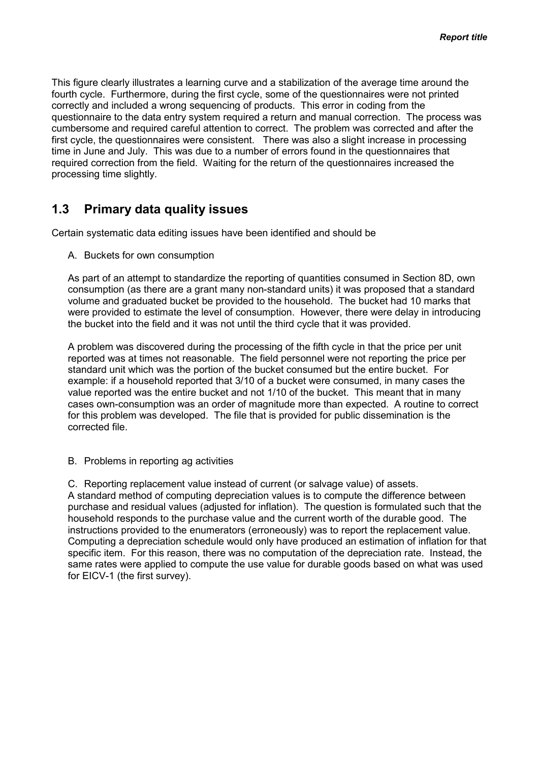This figure clearly illustrates a learning curve and a stabilization of the average time around the fourth cycle. Furthermore, during the first cycle, some of the questionnaires were not printed correctly and included a wrong sequencing of products. This error in coding from the questionnaire to the data entry system required a return and manual correction. The process was cumbersome and required careful attention to correct. The problem was corrected and after the first cycle, the questionnaires were consistent. There was also a slight increase in processing time in June and July. This was due to a number of errors found in the questionnaires that required correction from the field. Waiting for the return of the questionnaires increased the processing time slightly.

## 1.3 Primary data quality issues

Certain systematic data editing issues have been identified and should be

A. Buckets for own consumption

As part of an attempt to standardize the reporting of quantities consumed in Section 8D, own consumption (as there are a grant many non-standard units) it was proposed that a standard volume and graduated bucket be provided to the household. The bucket had 10 marks that were provided to estimate the level of consumption. However, there were delay in introducing the bucket into the field and it was not until the third cycle that it was provided.

A problem was discovered during the processing of the fifth cycle in that the price per unit reported was at times not reasonable. The field personnel were not reporting the price per standard unit which was the portion of the bucket consumed but the entire bucket. For example: if a household reported that 3/10 of a bucket were consumed, in many cases the value reported was the entire bucket and not 1/10 of the bucket. This meant that in many cases own-consumption was an order of magnitude more than expected. A routine to correct for this problem was developed. The file that is provided for public dissemination is the corrected file.

B. Problems in reporting ag activities

C. Reporting replacement value instead of current (or salvage value) of assets.
A standard method of computing depreciation values is to compute the difference between purchase and residual values (adjusted for inflation). The question is formulated such that the household responds to the purchase value and the current worth of the durable good. The instructions provided to the enumerators (erroneously) was to report the replacement value. Computing a depreciation schedule would only have produced an estimation of inflation for that specific item. For this reason, there was no computation of the depreciation rate. Instead, the same rates were applied to compute the use value for durable goods based on what was used for EICV-1 (the first survey).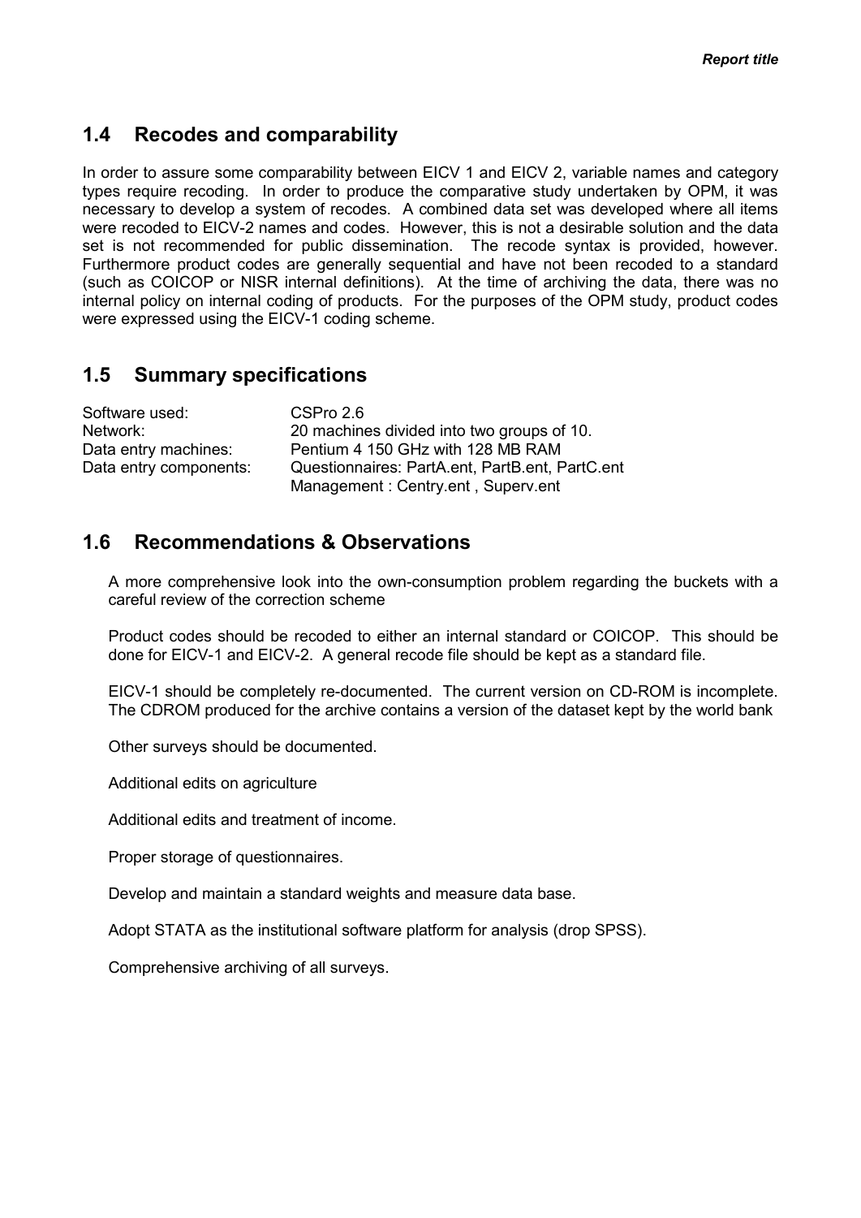## 1.4 Recodes and comparability

In order to assure some comparability between EICV 1 and EICV 2, variable names and category types require recoding. In order to produce the comparative study undertaken by OPM, it was necessary to develop a system of recodes. A combined data set was developed where all items were recoded to EICV-2 names and codes. However, this is not a desirable solution and the data set is not recommended for public dissemination. The recode syntax is provided, however. Furthermore product codes are generally sequential and have not been recoded to a standard (such as COICOP or NISR internal definitions). At the time of archiving the data, there was no internal policy on internal coding of products. For the purposes of the OPM study, product codes were expressed using the EICV-1 coding scheme.

## 1.5 Summary specifications

| | |
|---|---|
| Software used: | CSPro 2.6 |
| Network: | 20 machines divided into two groups of 10. |
| Data entry machines: | Pentium 4 150 GHz with 128 MB RAM |
| Data entry components: | Questionnaires: PartA.ent, PartB.ent, PartC.ent<br>Management : Centry.ent , Superv.ent |

## 1.6 Recommendations & Observations

A more comprehensive look into the own-consumption problem regarding the buckets with a careful review of the correction scheme

Product codes should be recoded to either an internal standard or COICOP. This should be done for EICV-1 and EICV-2. A general recode file should be kept as a standard file.

EICV-1 should be completely re-documented. The current version on CD-ROM is incomplete. The CDROM produced for the archive contains a version of the dataset kept by the world bank

Other surveys should be documented.

Additional edits on agriculture

Additional edits and treatment of income.

Proper storage of questionnaires.

Develop and maintain a standard weights and measure data base.

Adopt STATA as the institutional software platform for analysis (drop SPSS).

Comprehensive archiving of all surveys.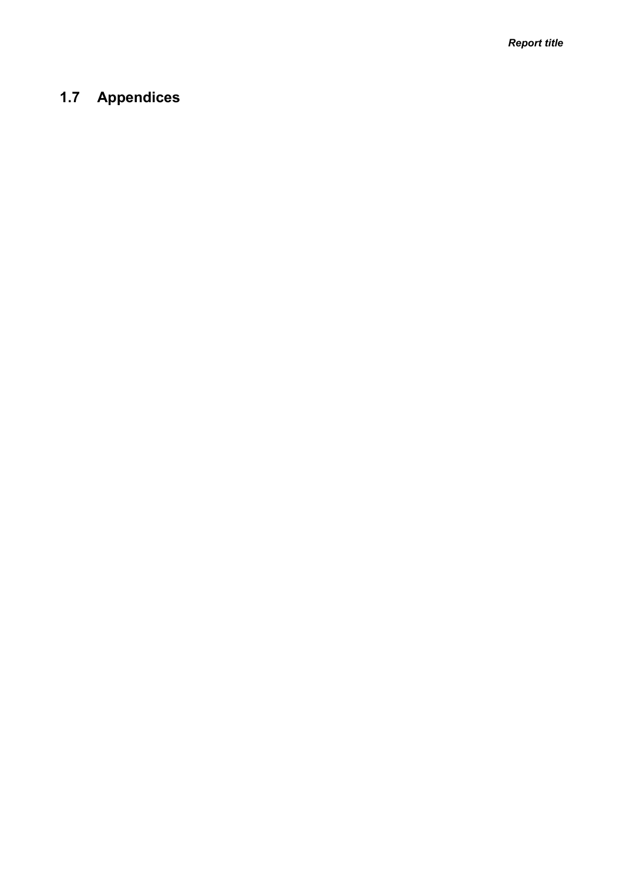## 1.7 Appendices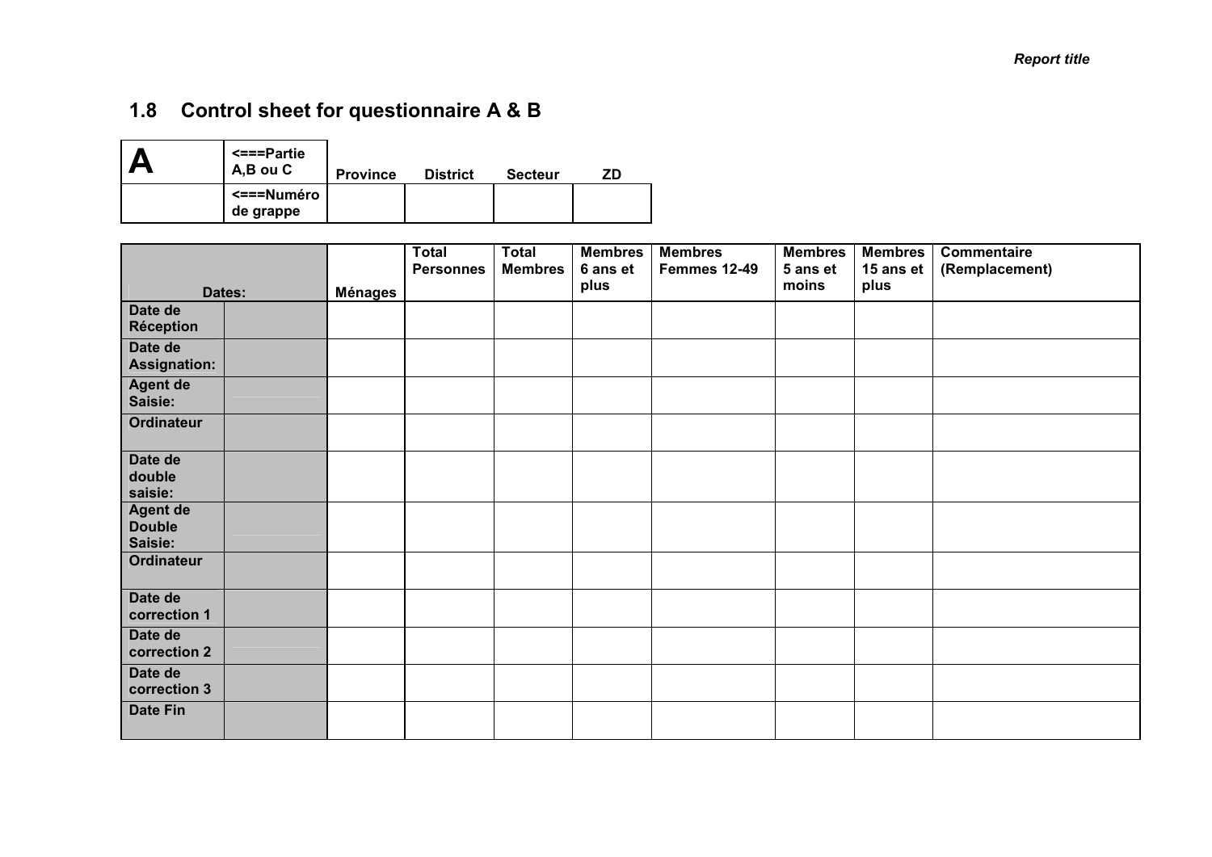## 1.8 Control sheet for questionnaire A & B

| A | <===Partie A,B ou C | Province | District | Secteur | ZD |
|---|---|---|---|---|---|
| | <===Numéro de grappe | | | | |

| Dates: | | Ménages | Total Personnes | Total Membres | Membres 6 ans et plus | Membres Femmes 12-49 | Membres 5 ans et moins | Membres 15 ans et plus | Commentaire (Remplacement) |
|---|---|---|---|---|---|---|---|---|---|
| Date de Réception | | | | | | | | | |
| Date de Assignation: | | | | | | | | | |
| Agent de Saisie: | | | | | | | | | |
| Ordinateur | | | | | | | | | |
| Date de double saisie: | | | | | | | | | |
| Agent de Double Saisie: | | | | | | | | | |
| Ordinateur | | | | | | | | | |
| Date de correction 1 | | | | | | | | | |
| Date de correction 2 | | | | | | | | | |
| Date de correction 3 | | | | | | | | | |
| Date Fin | | | | | | | | | |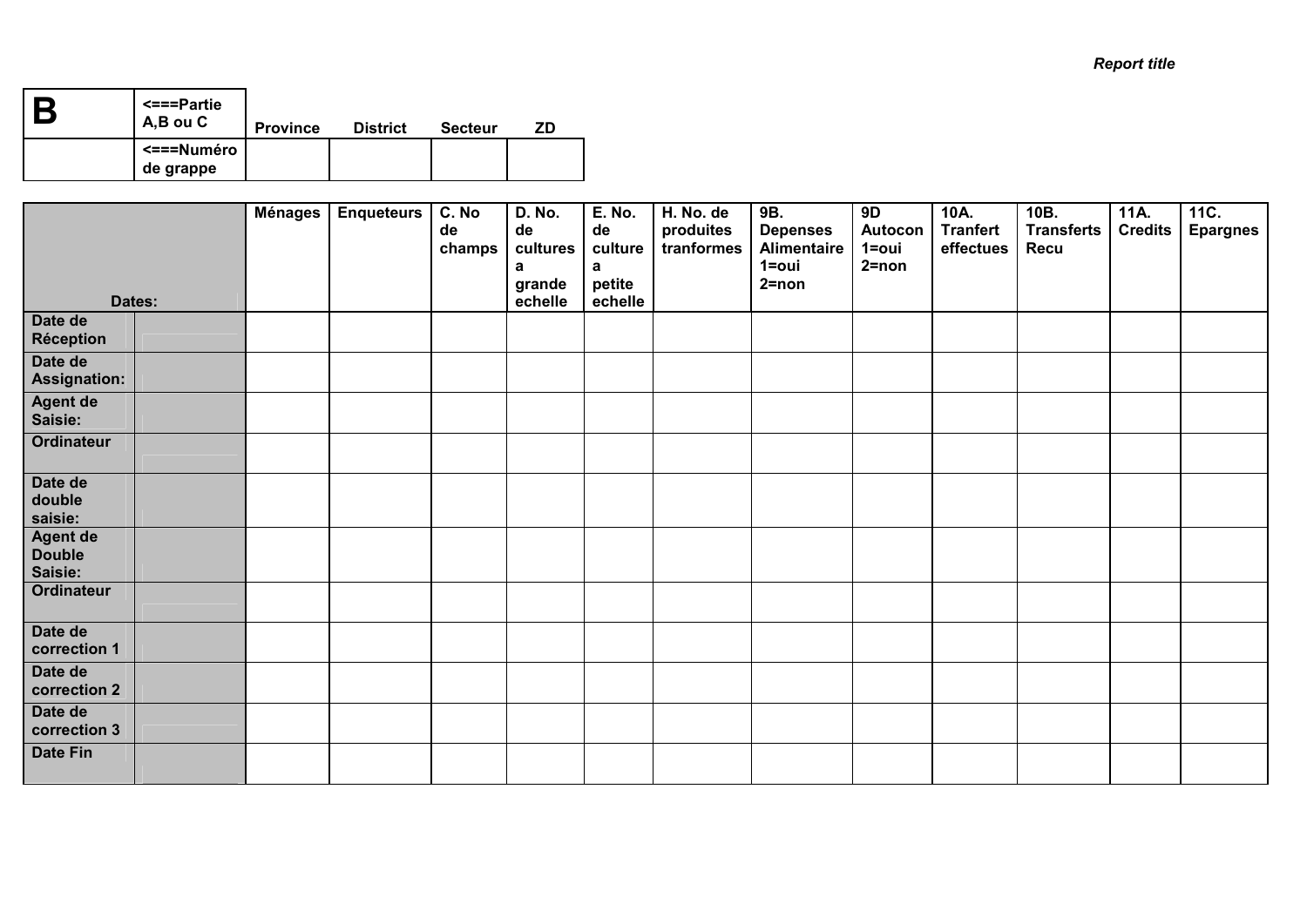*Report title*

| B | <===Partie A,B ou C | Province | District | Secteur | ZD |
|---|---|---|---|---|---|
| | <===Numéro de grappe | | | | |

| Dates: | | Ménages | Enqueteurs | C. No de champs | D. No. de cultures a grande echelle | E. No. de culture a petite echelle | H. No. de produites tranformes | 9B. Depenses Alimentaire 1=oui 2=non | 9D Autocon 1=oui 2=non | 10A. Tranfert effectues | 10B. Transferts Recu | 11A. Credits | 11C. Epargnes |
|---|---|---|---|---|---|---|---|---|---|---|---|---|---|
| Date de Réception | | | | | | | | | | | | | |
| Date de Assignation: | | | | | | | | | | | | | |
| Agent de Saisie: | | | | | | | | | | | | | |
| Ordinateur | | | | | | | | | | | | | |
| Date de double saisie: | | | | | | | | | | | | | |
| Agent de Double Saisie: | | | | | | | | | | | | | |
| Ordinateur | | | | | | | | | | | | | |
| Date de correction 1 | | | | | | | | | | | | | |
| Date de correction 2 | | | | | | | | | | | | | |
| Date de correction 3 | | | | | | | | | | | | | |
| Date Fin | | | | | | | | | | | | | |